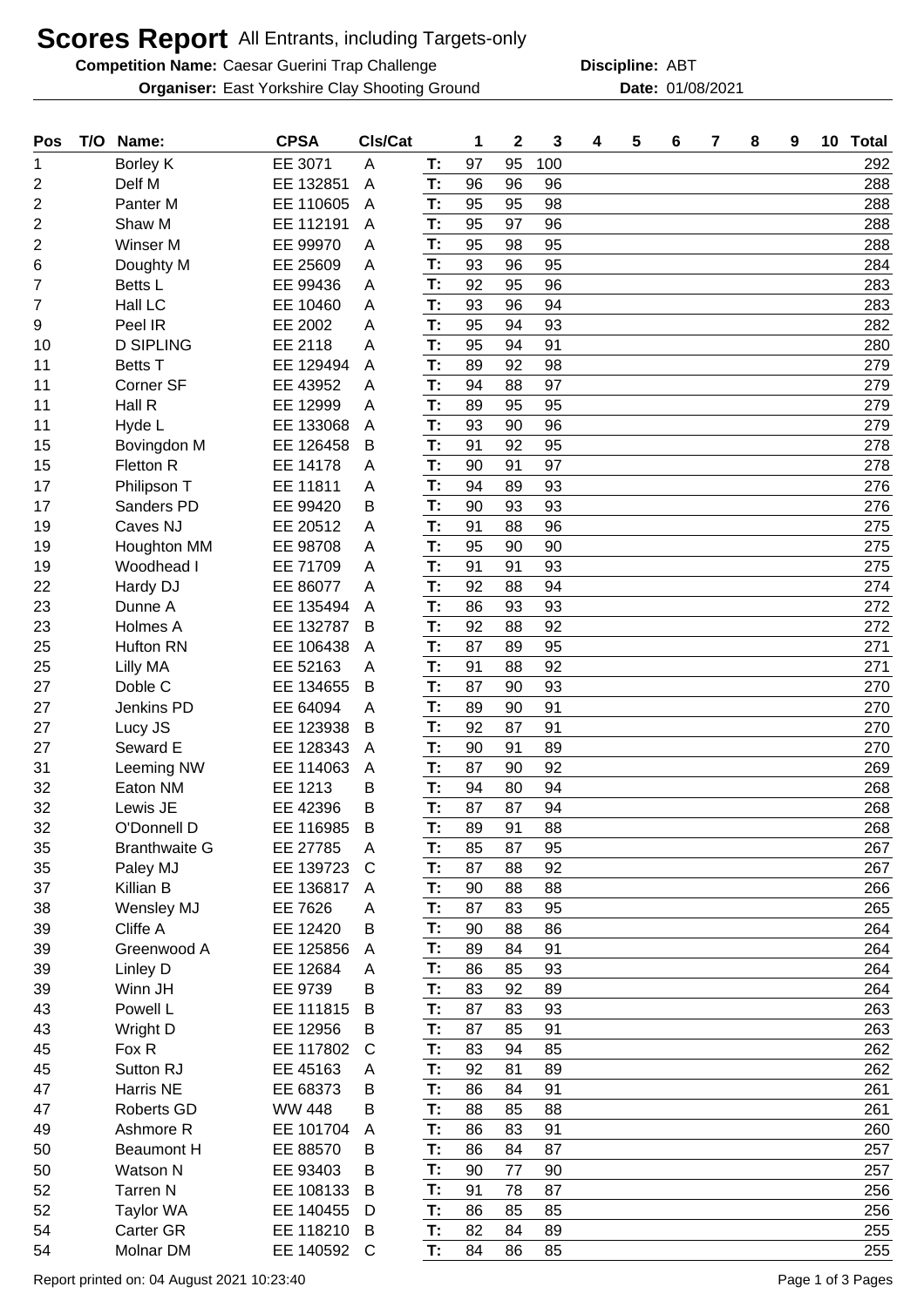# Scores Report All Entrants, including Targets-only

**Competition Name:** Caesar Guerini Trap Challenge **Discipline:** ABT

**Organiser:** East Yorkshire Clay Shooting Ground **Date:** 01/08/2021

| Pos | T/O | Name: | CPSA | Cls/Cat | | 1 | 2 | 3 | 4 | 5 | 6 | 7 | 8 | 9 | 10 | Total |
|---|---|---|---|---|---|---|---|---|---|---|---|---|---|---|---|---|
| 1 | | Borley K | EE 3071 | A | T: | 97 | 95 | 100 | | | | | | | | 292 |
| 2 | | Delf M | EE 132851 | A | T: | 96 | 96 | 96 | | | | | | | | 288 |
| 2 | | Panter M | EE 110605 | A | T: | 95 | 95 | 98 | | | | | | | | 288 |
| 2 | | Shaw M | EE 112191 | A | T: | 95 | 97 | 96 | | | | | | | | 288 |
| 2 | | Winser M | EE 99970 | A | T: | 95 | 98 | 95 | | | | | | | | 288 |
| 6 | | Doughty M | EE 25609 | A | T: | 93 | 96 | 95 | | | | | | | | 284 |
| 7 | | Betts L | EE 99436 | A | T: | 92 | 95 | 96 | | | | | | | | 283 |
| 7 | | Hall LC | EE 10460 | A | T: | 93 | 96 | 94 | | | | | | | | 283 |
| 9 | | Peel IR | EE 2002 | A | T: | 95 | 94 | 93 | | | | | | | | 282 |
| 10 | | D SIPLING | EE 2118 | A | T: | 95 | 94 | 91 | | | | | | | | 280 |
| 11 | | Betts T | EE 129494 | A | T: | 89 | 92 | 98 | | | | | | | | 279 |
| 11 | | Corner SF | EE 43952 | A | T: | 94 | 88 | 97 | | | | | | | | 279 |
| 11 | | Hall R | EE 12999 | A | T: | 89 | 95 | 95 | | | | | | | | 279 |
| 11 | | Hyde L | EE 133068 | A | T: | 93 | 90 | 96 | | | | | | | | 279 |
| 15 | | Bovingdon M | EE 126458 | B | T: | 91 | 92 | 95 | | | | | | | | 278 |
| 15 | | Fletton R | EE 14178 | A | T: | 90 | 91 | 97 | | | | | | | | 278 |
| 17 | | Philipson T | EE 11811 | A | T: | 94 | 89 | 93 | | | | | | | | 276 |
| 17 | | Sanders PD | EE 99420 | B | T: | 90 | 93 | 93 | | | | | | | | 276 |
| 19 | | Caves NJ | EE 20512 | A | T: | 91 | 88 | 96 | | | | | | | | 275 |
| 19 | | Houghton MM | EE 98708 | A | T: | 95 | 90 | 90 | | | | | | | | 275 |
| 19 | | Woodhead I | EE 71709 | A | T: | 91 | 91 | 93 | | | | | | | | 275 |
| 22 | | Hardy DJ | EE 86077 | A | T: | 92 | 88 | 94 | | | | | | | | 274 |
| 23 | | Dunne A | EE 135494 | A | T: | 86 | 93 | 93 | | | | | | | | 272 |
| 23 | | Holmes A | EE 132787 | B | T: | 92 | 88 | 92 | | | | | | | | 272 |
| 25 | | Hufton RN | EE 106438 | A | T: | 87 | 89 | 95 | | | | | | | | 271 |
| 25 | | Lilly MA | EE 52163 | A | T: | 91 | 88 | 92 | | | | | | | | 271 |
| 27 | | Doble C | EE 134655 | B | T: | 87 | 90 | 93 | | | | | | | | 270 |
| 27 | | Jenkins PD | EE 64094 | A | T: | 89 | 90 | 91 | | | | | | | | 270 |
| 27 | | Lucy JS | EE 123938 | B | T: | 92 | 87 | 91 | | | | | | | | 270 |
| 27 | | Seward E | EE 128343 | A | T: | 90 | 91 | 89 | | | | | | | | 270 |
| 31 | | Leeming NW | EE 114063 | A | T: | 87 | 90 | 92 | | | | | | | | 269 |
| 32 | | Eaton NM | EE 1213 | B | T: | 94 | 80 | 94 | | | | | | | | 268 |
| 32 | | Lewis JE | EE 42396 | B | T: | 87 | 87 | 94 | | | | | | | | 268 |
| 32 | | O'Donnell D | EE 116985 | B | T: | 89 | 91 | 88 | | | | | | | | 268 |
| 35 | | Branthwaite G | EE 27785 | A | T: | 85 | 87 | 95 | | | | | | | | 267 |
| 35 | | Paley MJ | EE 139723 | C | T: | 87 | 88 | 92 | | | | | | | | 267 |
| 37 | | Killian B | EE 136817 | A | T: | 90 | 88 | 88 | | | | | | | | 266 |
| 38 | | Wensley MJ | EE 7626 | A | T: | 87 | 83 | 95 | | | | | | | | 265 |
| 39 | | Cliffe A | EE 12420 | B | T: | 90 | 88 | 86 | | | | | | | | 264 |
| 39 | | Greenwood A | EE 125856 | A | T: | 89 | 84 | 91 | | | | | | | | 264 |
| 39 | | Linley D | EE 12684 | A | T: | 86 | 85 | 93 | | | | | | | | 264 |
| 39 | | Winn JH | EE 9739 | B | T: | 83 | 92 | 89 | | | | | | | | 264 |
| 43 | | Powell L | EE 111815 | B | T: | 87 | 83 | 93 | | | | | | | | 263 |
| 43 | | Wright D | EE 12956 | B | T: | 87 | 85 | 91 | | | | | | | | 263 |
| 45 | | Fox R | EE 117802 | C | T: | 83 | 94 | 85 | | | | | | | | 262 |
| 45 | | Sutton RJ | EE 45163 | A | T: | 92 | 81 | 89 | | | | | | | | 262 |
| 47 | | Harris NE | EE 68373 | B | T: | 86 | 84 | 91 | | | | | | | | 261 |
| 47 | | Roberts GD | WW 448 | B | T: | 88 | 85 | 88 | | | | | | | | 261 |
| 49 | | Ashmore R | EE 101704 | A | T: | 86 | 83 | 91 | | | | | | | | 260 |
| 50 | | Beaumont H | EE 88570 | B | T: | 86 | 84 | 87 | | | | | | | | 257 |
| 50 | | Watson N | EE 93403 | B | T: | 90 | 77 | 90 | | | | | | | | 257 |
| 52 | | Tarren N | EE 108133 | B | T: | 91 | 78 | 87 | | | | | | | | 256 |
| 52 | | Taylor WA | EE 140455 | D | T: | 86 | 85 | 85 | | | | | | | | 256 |
| 54 | | Carter GR | EE 118210 | B | T: | 82 | 84 | 89 | | | | | | | | 255 |
| 54 | | Molnar DM | EE 140592 | C | T: | 84 | 86 | 85 | | | | | | | | 255 |

Report printed on: 04 August 2021 10:23:40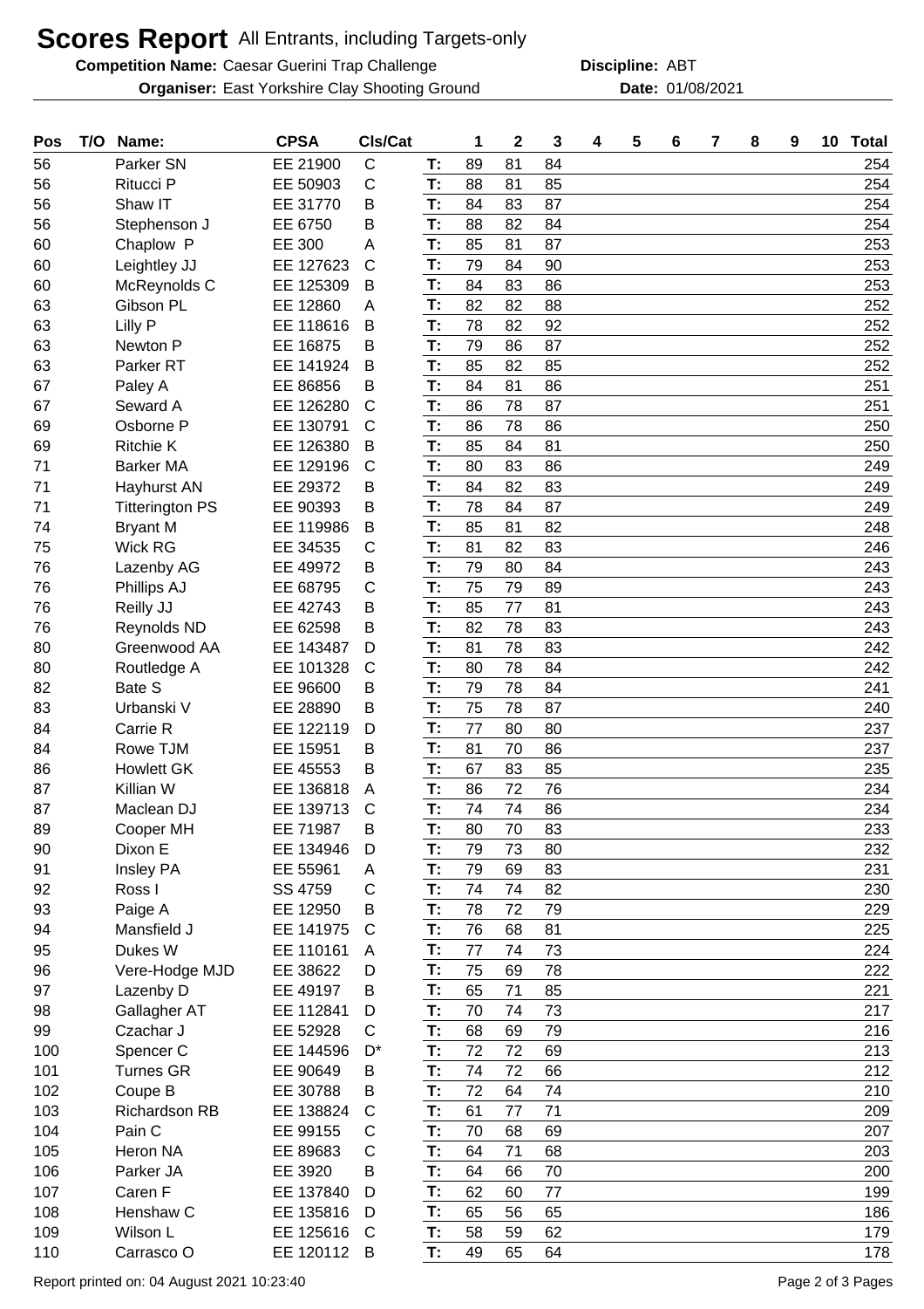# Scores Report All Entrants, including Targets-only

**Competition Name:** Caesar Guerini Trap Challenge **Discipline:** ABT
**Organiser:** East Yorkshire Clay Shooting Ground **Date:** 01/08/2021

| Pos | T/O | Name: | CPSA | Cls/Cat | | 1 | 2 | 3 | 4 | 5 | 6 | 7 | 8 | 9 | 10 | Total |
|---|---|---|---|---|---|---|---|---|---|---|---|---|---|---|---|---|
| 56 | | Parker SN | EE 21900 | C | T: | 89 | 81 | 84 | | | | | | | | 254 |
| 56 | | Ritucci P | EE 50903 | C | T: | 88 | 81 | 85 | | | | | | | | 254 |
| 56 | | Shaw IT | EE 31770 | B | T: | 84 | 83 | 87 | | | | | | | | 254 |
| 56 | | Stephenson J | EE 6750 | B | T: | 88 | 82 | 84 | | | | | | | | 254 |
| 60 | | Chaplow P | EE 300 | A | T: | 85 | 81 | 87 | | | | | | | | 253 |
| 60 | | Leightley JJ | EE 127623 | C | T: | 79 | 84 | 90 | | | | | | | | 253 |
| 60 | | McReynolds C | EE 125309 | B | T: | 84 | 83 | 86 | | | | | | | | 253 |
| 63 | | Gibson PL | EE 12860 | A | T: | 82 | 82 | 88 | | | | | | | | 252 |
| 63 | | Lilly P | EE 118616 | B | T: | 78 | 82 | 92 | | | | | | | | 252 |
| 63 | | Newton P | EE 16875 | B | T: | 79 | 86 | 87 | | | | | | | | 252 |
| 63 | | Parker RT | EE 141924 | B | T: | 85 | 82 | 85 | | | | | | | | 252 |
| 67 | | Paley A | EE 86856 | B | T: | 84 | 81 | 86 | | | | | | | | 251 |
| 67 | | Seward A | EE 126280 | C | T: | 86 | 78 | 87 | | | | | | | | 251 |
| 69 | | Osborne P | EE 130791 | C | T: | 86 | 78 | 86 | | | | | | | | 250 |
| 69 | | Ritchie K | EE 126380 | B | T: | 85 | 84 | 81 | | | | | | | | 250 |
| 71 | | Barker MA | EE 129196 | C | T: | 80 | 83 | 86 | | | | | | | | 249 |
| 71 | | Hayhurst AN | EE 29372 | B | T: | 84 | 82 | 83 | | | | | | | | 249 |
| 71 | | Titterington PS | EE 90393 | B | T: | 78 | 84 | 87 | | | | | | | | 249 |
| 74 | | Bryant M | EE 119986 | B | T: | 85 | 81 | 82 | | | | | | | | 248 |
| 75 | | Wick RG | EE 34535 | C | T: | 81 | 82 | 83 | | | | | | | | 246 |
| 76 | | Lazenby AG | EE 49972 | B | T: | 79 | 80 | 84 | | | | | | | | 243 |
| 76 | | Phillips AJ | EE 68795 | C | T: | 75 | 79 | 89 | | | | | | | | 243 |
| 76 | | Reilly JJ | EE 42743 | B | T: | 85 | 77 | 81 | | | | | | | | 243 |
| 76 | | Reynolds ND | EE 62598 | B | T: | 82 | 78 | 83 | | | | | | | | 243 |
| 80 | | Greenwood AA | EE 143487 | D | T: | 81 | 78 | 83 | | | | | | | | 242 |
| 80 | | Routledge A | EE 101328 | C | T: | 80 | 78 | 84 | | | | | | | | 242 |
| 82 | | Bate S | EE 96600 | B | T: | 79 | 78 | 84 | | | | | | | | 241 |
| 83 | | Urbanski V | EE 28890 | B | T: | 75 | 78 | 87 | | | | | | | | 240 |
| 84 | | Carrie R | EE 122119 | D | T: | 77 | 80 | 80 | | | | | | | | 237 |
| 84 | | Rowe TJM | EE 15951 | B | T: | 81 | 70 | 86 | | | | | | | | 237 |
| 86 | | Howlett GK | EE 45553 | B | T: | 67 | 83 | 85 | | | | | | | | 235 |
| 87 | | Killian W | EE 136818 | A | T: | 86 | 72 | 76 | | | | | | | | 234 |
| 87 | | Maclean DJ | EE 139713 | C | T: | 74 | 74 | 86 | | | | | | | | 234 |
| 89 | | Cooper MH | EE 71987 | B | T: | 80 | 70 | 83 | | | | | | | | 233 |
| 90 | | Dixon E | EE 134946 | D | T: | 79 | 73 | 80 | | | | | | | | 232 |
| 91 | | Insley PA | EE 55961 | A | T: | 79 | 69 | 83 | | | | | | | | 231 |
| 92 | | Ross I | SS 4759 | C | T: | 74 | 74 | 82 | | | | | | | | 230 |
| 93 | | Paige A | EE 12950 | B | T: | 78 | 72 | 79 | | | | | | | | 229 |
| 94 | | Mansfield J | EE 141975 | C | T: | 76 | 68 | 81 | | | | | | | | 225 |
| 95 | | Dukes W | EE 110161 | A | T: | 77 | 74 | 73 | | | | | | | | 224 |
| 96 | | Vere-Hodge MJD | EE 38622 | D | T: | 75 | 69 | 78 | | | | | | | | 222 |
| 97 | | Lazenby D | EE 49197 | B | T: | 65 | 71 | 85 | | | | | | | | 221 |
| 98 | | Gallagher AT | EE 112841 | D | T: | 70 | 74 | 73 | | | | | | | | 217 |
| 99 | | Czachar J | EE 52928 | C | T: | 68 | 69 | 79 | | | | | | | | 216 |
| 100 | | Spencer C | EE 144596 | D* | T: | 72 | 72 | 69 | | | | | | | | 213 |
| 101 | | Turnes GR | EE 90649 | B | T: | 74 | 72 | 66 | | | | | | | | 212 |
| 102 | | Coupe B | EE 30788 | B | T: | 72 | 64 | 74 | | | | | | | | 210 |
| 103 | | Richardson RB | EE 138824 | C | T: | 61 | 77 | 71 | | | | | | | | 209 |
| 104 | | Pain C | EE 99155 | C | T: | 70 | 68 | 69 | | | | | | | | 207 |
| 105 | | Heron NA | EE 89683 | C | T: | 64 | 71 | 68 | | | | | | | | 203 |
| 106 | | Parker JA | EE 3920 | B | T: | 64 | 66 | 70 | | | | | | | | 200 |
| 107 | | Caren F | EE 137840 | D | T: | 62 | 60 | 77 | | | | | | | | 199 |
| 108 | | Henshaw C | EE 135816 | D | T: | 65 | 56 | 65 | | | | | | | | 186 |
| 109 | | Wilson L | EE 125616 | C | T: | 58 | 59 | 62 | | | | | | | | 179 |
| 110 | | Carrasco O | EE 120112 | B | T: | 49 | 65 | 64 | | | | | | | | 178 |

Report printed on: 04 August 2021 10:23:40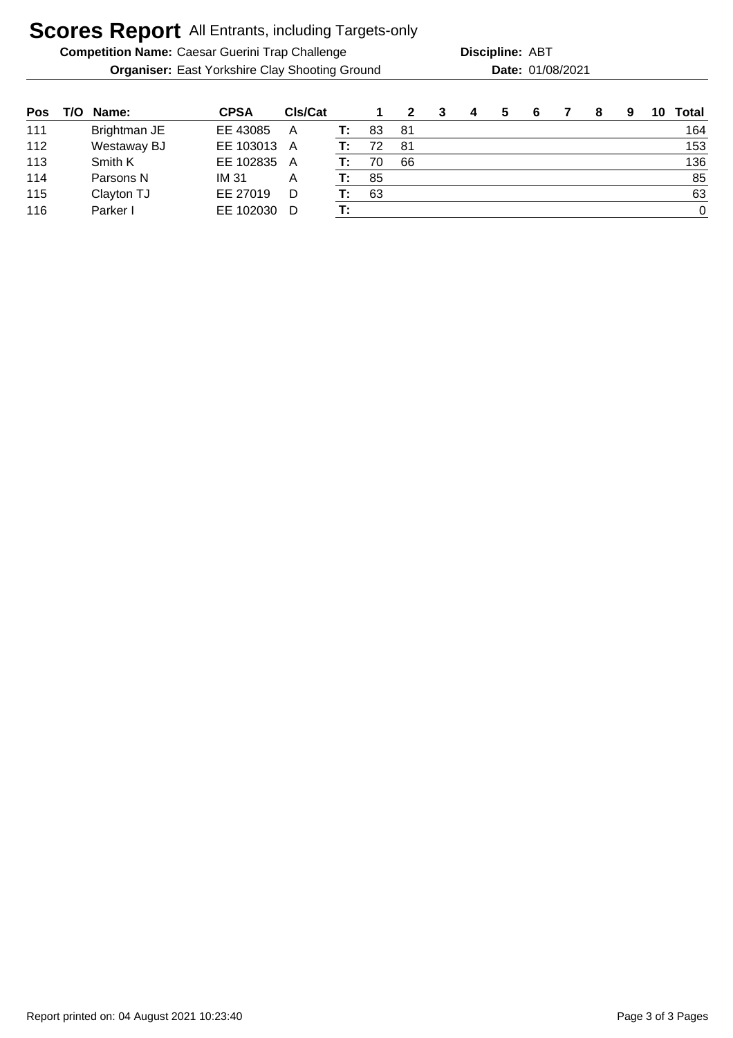# Scores Report All Entrants, including Targets-only

**Competition Name:** Caesar Guerini Trap Challenge **Discipline:** ABT

**Organiser:** East Yorkshire Clay Shooting Ground **Date:** 01/08/2021

| Pos | T/O | Name: | CPSA | Cls/Cat | | 1 | 2 | 3 | 4 | 5 | 6 | 7 | 8 | 9 | 10 | Total |
|---|---|---|---|---|---|---|---|---|---|---|---|---|---|---|---|---|
| 111 | | Brightman JE | EE 43085 | A | T: | 83 | 81 | | | | | | | | | 164 |
| 112 | | Westaway BJ | EE 103013 | A | T: | 72 | 81 | | | | | | | | | 153 |
| 113 | | Smith K | EE 102835 | A | T: | 70 | 66 | | | | | | | | | 136 |
| 114 | | Parsons N | IM 31 | A | T: | 85 | | | | | | | | | | 85 |
| 115 | | Clayton TJ | EE 27019 | D | T: | 63 | | | | | | | | | | 63 |
| 116 | | Parker I | EE 102030 | D | T: | | | | | | | | | | | 0 |

Report printed on: 04 August 2021 10:23:40